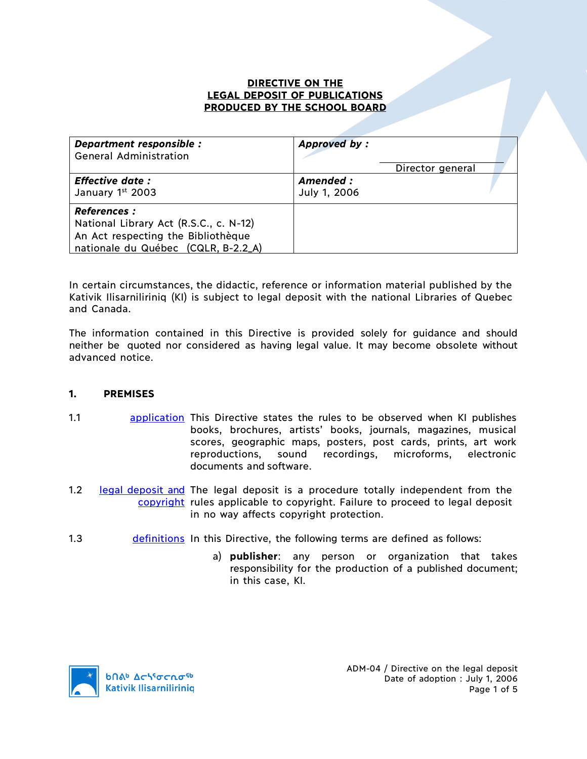# DIRECTIVE ON THE LEGAL DEPOSIT OF PUBLICATIONS PRODUCED BY THE SCHOOL BOARD

| ***Department responsible :*** General Administration | ***Approved by :*** Director general |
|---|---|
| ***Effective date :*** January 1st 2003 | ***Amended :*** July 1, 2006 |
| ***References :*** National Library Act (R.S.C., c. N-12) An Act respecting the Bibliothèque nationale du Québec (CQLR, B-2.2_A) | |

In certain circumstances, the didactic, reference or information material published by the Kativik Ilisarniliriniq (KI) is subject to legal deposit with the national Libraries of Quebec and Canada.

The information contained in this Directive is provided solely for guidance and should neither be quoted nor considered as having legal value. It may become obsolete without advanced notice.

## 1. PREMISES

1.1 application — This Directive states the rules to be observed when KI publishes books, brochures, artists' books, journals, magazines, musical scores, geographic maps, posters, post cards, prints, art work reproductions, sound recordings, microforms, electronic documents and software.

1.2 legal deposit and copyright — The legal deposit is a procedure totally independent from the rules applicable to copyright. Failure to proceed to legal deposit in no way affects copyright protection.

1.3 definitions — In this Directive, the following terms are defined as follows:

a) **publisher**: any person or organization that takes responsibility for the production of a published document; in this case, KI.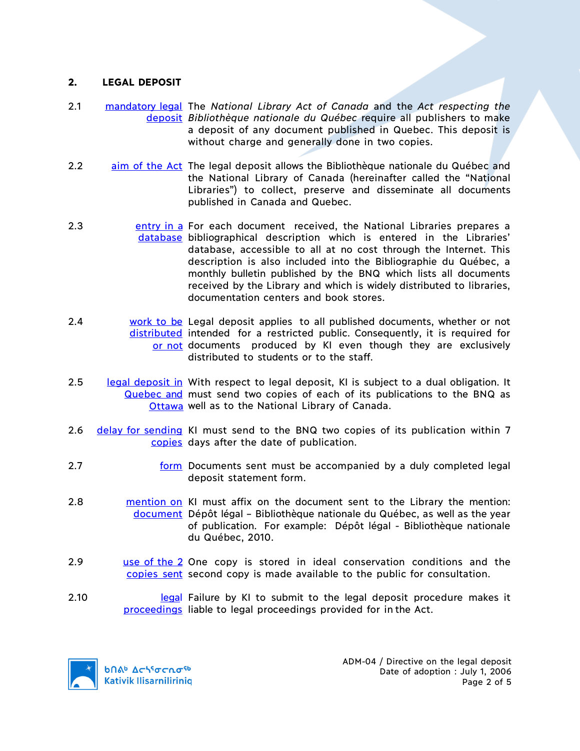## 2. LEGAL DEPOSIT

**2.1** mandatory legal deposit — The *National Library Act of Canada* and the *Act respecting the Bibliothèque nationale du Québec* require all publishers to make a deposit of any document published in Quebec. This deposit is without charge and generally done in two copies.

**2.2** aim of the Act — The legal deposit allows the Bibliothèque nationale du Québec and the National Library of Canada (hereinafter called the "National Libraries") to collect, preserve and disseminate all documents published in Canada and Quebec.

**2.3** entry in a database — For each document received, the National Libraries prepares a bibliographical description which is entered in the Libraries' database, accessible to all at no cost through the Internet. This description is also included into the Bibliographie du Québec, a monthly bulletin published by the BNQ which lists all documents received by the Library and which is widely distributed to libraries, documentation centers and book stores.

**2.4** work to be distributed or not — Legal deposit applies to all published documents, whether or not intended for a restricted public. Consequently, it is required for documents produced by KI even though they are exclusively distributed to students or to the staff.

**2.5** legal deposit in Quebec and Ottawa — With respect to legal deposit, KI is subject to a dual obligation. It must send two copies of each of its publications to the BNQ as well as to the National Library of Canada.

**2.6** delay for sending copies — KI must send to the BNQ two copies of its publication within 7 days after the date of publication.

**2.7** form — Documents sent must be accompanied by a duly completed legal deposit statement form.

**2.8** mention on document — KI must affix on the document sent to the Library the mention: Dépôt légal – Bibliothèque nationale du Québec, as well as the year of publication. For example: Dépôt légal - Bibliothèque nationale du Québec, 2010.

**2.9** use of the 2 copies sent — One copy is stored in ideal conservation conditions and the second copy is made available to the public for consultation.

**2.10** legal proceedings — Failure by KI to submit to the legal deposit procedure makes it liable to legal proceedings provided for in the Act.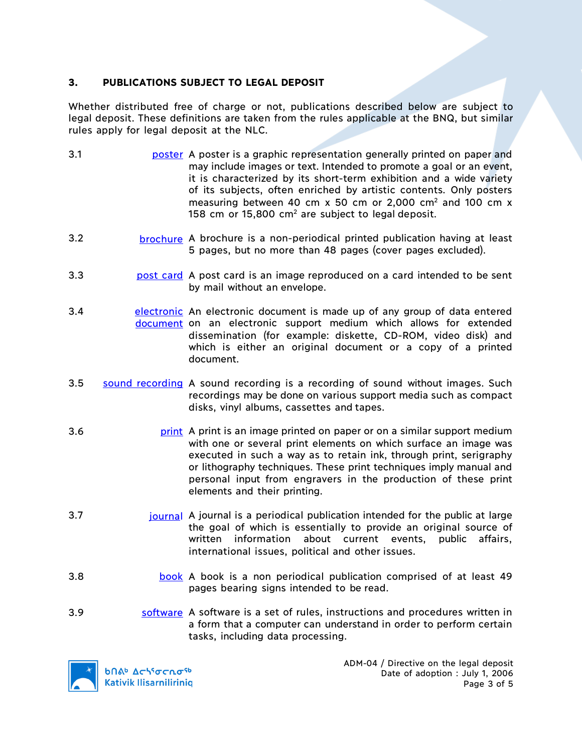## 3. PUBLICATIONS SUBJECT TO LEGAL DEPOSIT

Whether distributed free of charge or not, publications described below are subject to legal deposit. These definitions are taken from the rules applicable at the BNQ, but similar rules apply for legal deposit at the NLC.

3.1 **poster** A poster is a graphic representation generally printed on paper and may include images or text. Intended to promote a goal or an event, it is characterized by its short-term exhibition and a wide variety of its subjects, often enriched by artistic contents. Only posters measuring between 40 cm x 50 cm or 2,000 $cm^2$ and 100 cm x 158 cm or 15,800 $cm^2$ are subject to legal deposit.

3.2 **brochure** A brochure is a non-periodical printed publication having at least 5 pages, but no more than 48 pages (cover pages excluded).

3.3 **post card** A post card is an image reproduced on a card intended to be sent by mail without an envelope.

3.4 **electronic document** An electronic document is made up of any group of data entered on an electronic support medium which allows for extended dissemination (for example: diskette, CD-ROM, video disk) and which is either an original document or a copy of a printed document.

3.5 **sound recording** A sound recording is a recording of sound without images. Such recordings may be done on various support media such as compact disks, vinyl albums, cassettes and tapes.

3.6 **print** A print is an image printed on paper or on a similar support medium with one or several print elements on which surface an image was executed in such a way as to retain ink, through print, serigraphy or lithography techniques. These print techniques imply manual and personal input from engravers in the production of these print elements and their printing.

3.7 **journal** A journal is a periodical publication intended for the public at large the goal of which is essentially to provide an original source of written information about current events, public affairs, international issues, political and other issues.

3.8 **book** A book is a non periodical publication comprised of at least 49 pages bearing signs intended to be read.

3.9 **software** A software is a set of rules, instructions and procedures written in a form that a computer can understand in order to perform certain tasks, including data processing.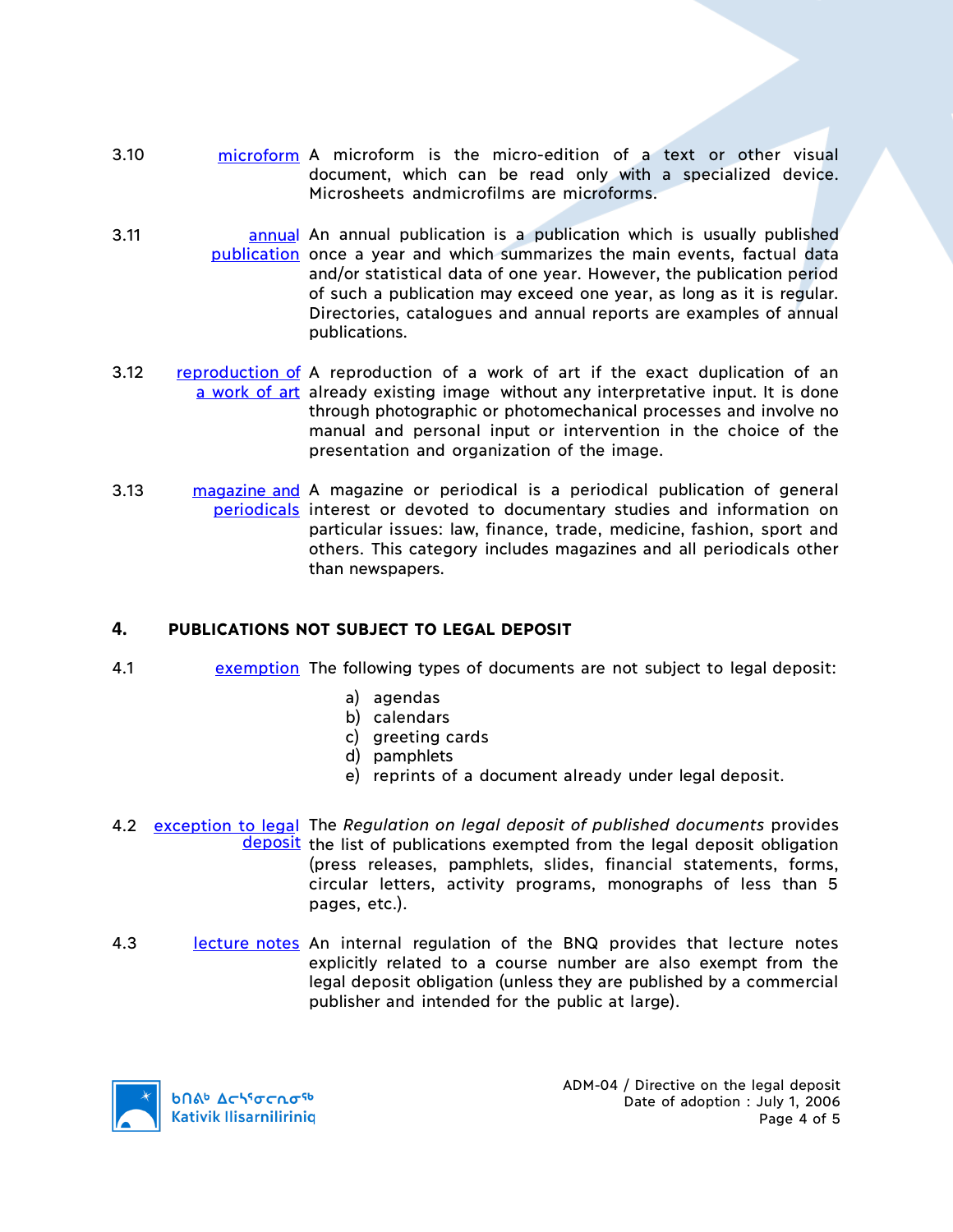3.10 microform A microform is the micro-edition of a text or other visual document, which can be read only with a specialized device. Microsheets andmicrofilms are microforms.

3.11 annual publication An annual publication is a publication which is usually published once a year and which summarizes the main events, factual data and/or statistical data of one year. However, the publication period of such a publication may exceed one year, as long as it is regular. Directories, catalogues and annual reports are examples of annual publications.

3.12 reproduction of a work of art A reproduction of a work of art if the exact duplication of an already existing image without any interpretative input. It is done through photographic or photomechanical processes and involve no manual and personal input or intervention in the choice of the presentation and organization of the image.

3.13 magazine and periodicals A magazine or periodical is a periodical publication of general interest or devoted to documentary studies and information on particular issues: law, finance, trade, medicine, fashion, sport and others. This category includes magazines and all periodicals other than newspapers.

## 4. PUBLICATIONS NOT SUBJECT TO LEGAL DEPOSIT

4.1 exemption The following types of documents are not subject to legal deposit:

a) agendas
b) calendars
c) greeting cards
d) pamphlets
e) reprints of a document already under legal deposit.

4.2 exception to legal deposit The *Regulation on legal deposit of published documents* provides the list of publications exempted from the legal deposit obligation (press releases, pamphlets, slides, financial statements, forms, circular letters, activity programs, monographs of less than 5 pages, etc.).

4.3 lecture notes An internal regulation of the BNQ provides that lecture notes explicitly related to a course number are also exempt from the legal deposit obligation (unless they are published by a commercial publisher and intended for the public at large).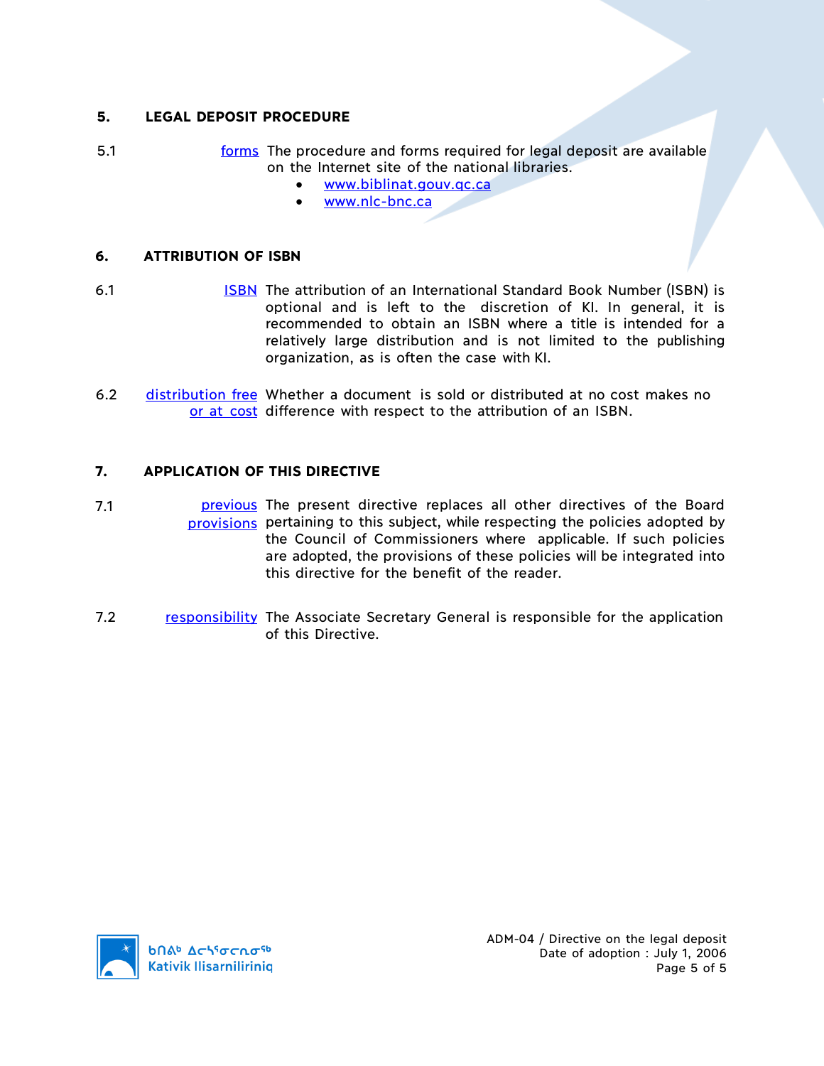## 5. LEGAL DEPOSIT PROCEDURE

5.1 forms The procedure and forms required for legal deposit are available on the Internet site of the national libraries.

- www.biblinat.gouv.qc.ca
- www.nlc-bnc.ca

## 6. ATTRIBUTION OF ISBN

6.1 ISBN The attribution of an International Standard Book Number (ISBN) is optional and is left to the discretion of KI. In general, it is recommended to obtain an ISBN where a title is intended for a relatively large distribution and is not limited to the publishing organization, as is often the case with KI.

6.2 distribution free or at cost Whether a document is sold or distributed at no cost makes no difference with respect to the attribution of an ISBN.

## 7. APPLICATION OF THIS DIRECTIVE

7.1 previous provisions The present directive replaces all other directives of the Board pertaining to this subject, while respecting the policies adopted by the Council of Commissioners where applicable. If such policies are adopted, the provisions of these policies will be integrated into this directive for the benefit of the reader.

7.2 responsibility The Associate Secretary General is responsible for the application of this Directive.